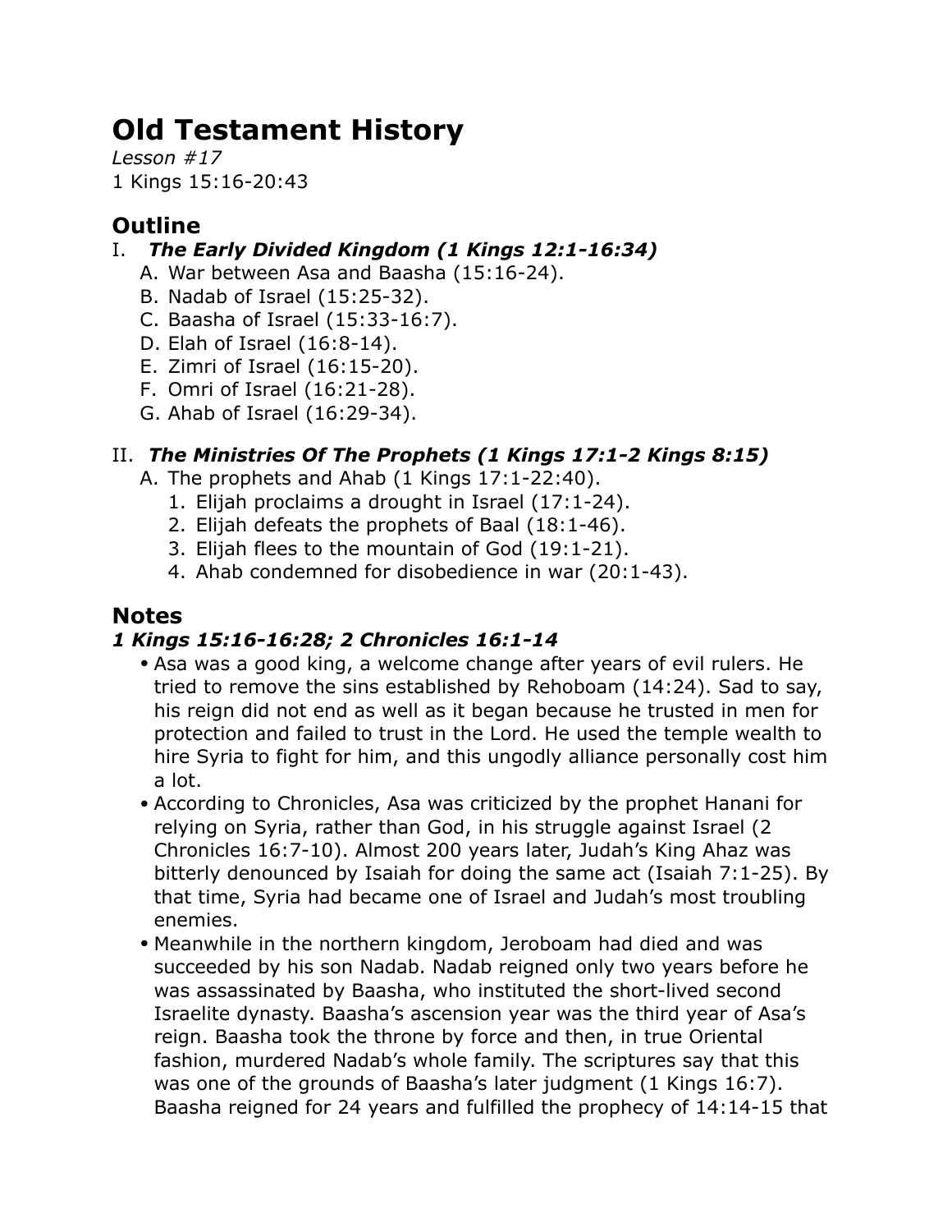# Old Testament History

*Lesson #17*

1 Kings 15:16-20:43

## Outline

I. ***The Early Divided Kingdom (1 Kings 12:1-16:34)***

A. War between Asa and Baasha (15:16-24).
B. Nadab of Israel (15:25-32).
C. Baasha of Israel (15:33-16:7).
D. Elah of Israel (16:8-14).
E. Zimri of Israel (16:15-20).
F. Omri of Israel (16:21-28).
G. Ahab of Israel (16:29-34).

II. ***The Ministries Of The Prophets (1 Kings 17:1-2 Kings 8:15)***

A. The prophets and Ahab (1 Kings 17:1-22:40).
1. Elijah proclaims a drought in Israel (17:1-24).
2. Elijah defeats the prophets of Baal (18:1-46).
3. Elijah flees to the mountain of God (19:1-21).
4. Ahab condemned for disobedience in war (20:1-43).

## Notes

### *1 Kings 15:16-16:28; 2 Chronicles 16:1-14*

- Asa was a good king, a welcome change after years of evil rulers. He tried to remove the sins established by Rehoboam (14:24). Sad to say, his reign did not end as well as it began because he trusted in men for protection and failed to trust in the Lord. He used the temple wealth to hire Syria to fight for him, and this ungodly alliance personally cost him a lot.
- According to Chronicles, Asa was criticized by the prophet Hanani for relying on Syria, rather than God, in his struggle against Israel (2 Chronicles 16:7-10). Almost 200 years later, Judah's King Ahaz was bitterly denounced by Isaiah for doing the same act (Isaiah 7:1-25). By that time, Syria had became one of Israel and Judah's most troubling enemies.
- Meanwhile in the northern kingdom, Jeroboam had died and was succeeded by his son Nadab. Nadab reigned only two years before he was assassinated by Baasha, who instituted the short-lived second Israelite dynasty. Baasha's ascension year was the third year of Asa's reign. Baasha took the throne by force and then, in true Oriental fashion, murdered Nadab's whole family. The scriptures say that this was one of the grounds of Baasha's later judgment (1 Kings 16:7). Baasha reigned for 24 years and fulfilled the prophecy of 14:14-15 that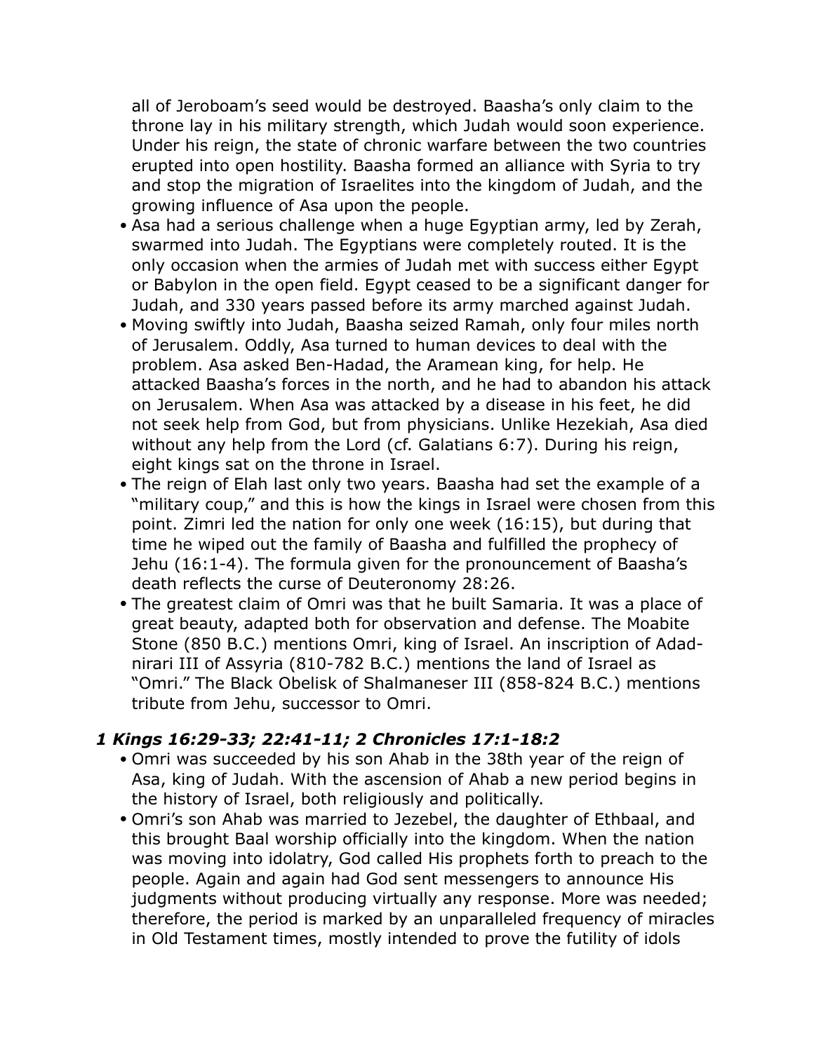all of Jeroboam's seed would be destroyed. Baasha's only claim to the throne lay in his military strength, which Judah would soon experience. Under his reign, the state of chronic warfare between the two countries erupted into open hostility. Baasha formed an alliance with Syria to try and stop the migration of Israelites into the kingdom of Judah, and the growing influence of Asa upon the people.

- Asa had a serious challenge when a huge Egyptian army, led by Zerah, swarmed into Judah. The Egyptians were completely routed. It is the only occasion when the armies of Judah met with success either Egypt or Babylon in the open field. Egypt ceased to be a significant danger for Judah, and 330 years passed before its army marched against Judah.
- Moving swiftly into Judah, Baasha seized Ramah, only four miles north of Jerusalem. Oddly, Asa turned to human devices to deal with the problem. Asa asked Ben-Hadad, the Aramean king, for help. He attacked Baasha's forces in the north, and he had to abandon his attack on Jerusalem. When Asa was attacked by a disease in his feet, he did not seek help from God, but from physicians. Unlike Hezekiah, Asa died without any help from the Lord (cf. Galatians 6:7). During his reign, eight kings sat on the throne in Israel.
- The reign of Elah last only two years. Baasha had set the example of a "military coup," and this is how the kings in Israel were chosen from this point. Zimri led the nation for only one week (16:15), but during that time he wiped out the family of Baasha and fulfilled the prophecy of Jehu (16:1-4). The formula given for the pronouncement of Baasha's death reflects the curse of Deuteronomy 28:26.
- The greatest claim of Omri was that he built Samaria. It was a place of great beauty, adapted both for observation and defense. The Moabite Stone (850 B.C.) mentions Omri, king of Israel. An inscription of Adad-nirari III of Assyria (810-782 B.C.) mentions the land of Israel as "Omri." The Black Obelisk of Shalmaneser III (858-824 B.C.) mentions tribute from Jehu, successor to Omri.

### *1 Kings 16:29-33; 22:41-11; 2 Chronicles 17:1-18:2*

- Omri was succeeded by his son Ahab in the 38th year of the reign of Asa, king of Judah. With the ascension of Ahab a new period begins in the history of Israel, both religiously and politically.
- Omri's son Ahab was married to Jezebel, the daughter of Ethbaal, and this brought Baal worship officially into the kingdom. When the nation was moving into idolatry, God called His prophets forth to preach to the people. Again and again had God sent messengers to announce His judgments without producing virtually any response. More was needed; therefore, the period is marked by an unparalleled frequency of miracles in Old Testament times, mostly intended to prove the futility of idols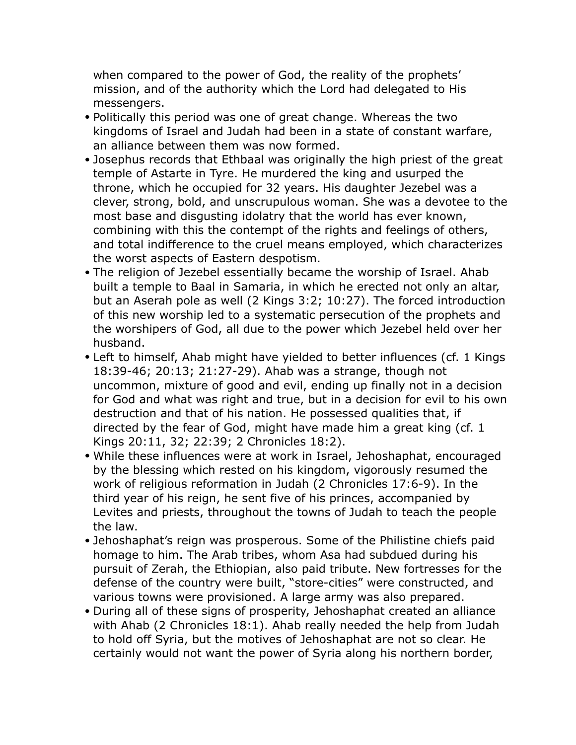when compared to the power of God, the reality of the prophets' mission, and of the authority which the Lord had delegated to His messengers.

- Politically this period was one of great change. Whereas the two kingdoms of Israel and Judah had been in a state of constant warfare, an alliance between them was now formed.
- Josephus records that Ethbaal was originally the high priest of the great temple of Astarte in Tyre. He murdered the king and usurped the throne, which he occupied for 32 years. His daughter Jezebel was a clever, strong, bold, and unscrupulous woman. She was a devotee to the most base and disgusting idolatry that the world has ever known, combining with this the contempt of the rights and feelings of others, and total indifference to the cruel means employed, which characterizes the worst aspects of Eastern despotism.
- The religion of Jezebel essentially became the worship of Israel. Ahab built a temple to Baal in Samaria, in which he erected not only an altar, but an Aserah pole as well (2 Kings 3:2; 10:27). The forced introduction of this new worship led to a systematic persecution of the prophets and the worshipers of God, all due to the power which Jezebel held over her husband.
- Left to himself, Ahab might have yielded to better influences (cf. 1 Kings 18:39-46; 20:13; 21:27-29). Ahab was a strange, though not uncommon, mixture of good and evil, ending up finally not in a decision for God and what was right and true, but in a decision for evil to his own destruction and that of his nation. He possessed qualities that, if directed by the fear of God, might have made him a great king (cf. 1 Kings 20:11, 32; 22:39; 2 Chronicles 18:2).
- While these influences were at work in Israel, Jehoshaphat, encouraged by the blessing which rested on his kingdom, vigorously resumed the work of religious reformation in Judah (2 Chronicles 17:6-9). In the third year of his reign, he sent five of his princes, accompanied by Levites and priests, throughout the towns of Judah to teach the people the law.
- Jehoshaphat's reign was prosperous. Some of the Philistine chiefs paid homage to him. The Arab tribes, whom Asa had subdued during his pursuit of Zerah, the Ethiopian, also paid tribute. New fortresses for the defense of the country were built, "store-cities" were constructed, and various towns were provisioned. A large army was also prepared.
- During all of these signs of prosperity, Jehoshaphat created an alliance with Ahab (2 Chronicles 18:1). Ahab really needed the help from Judah to hold off Syria, but the motives of Jehoshaphat are not so clear. He certainly would not want the power of Syria along his northern border,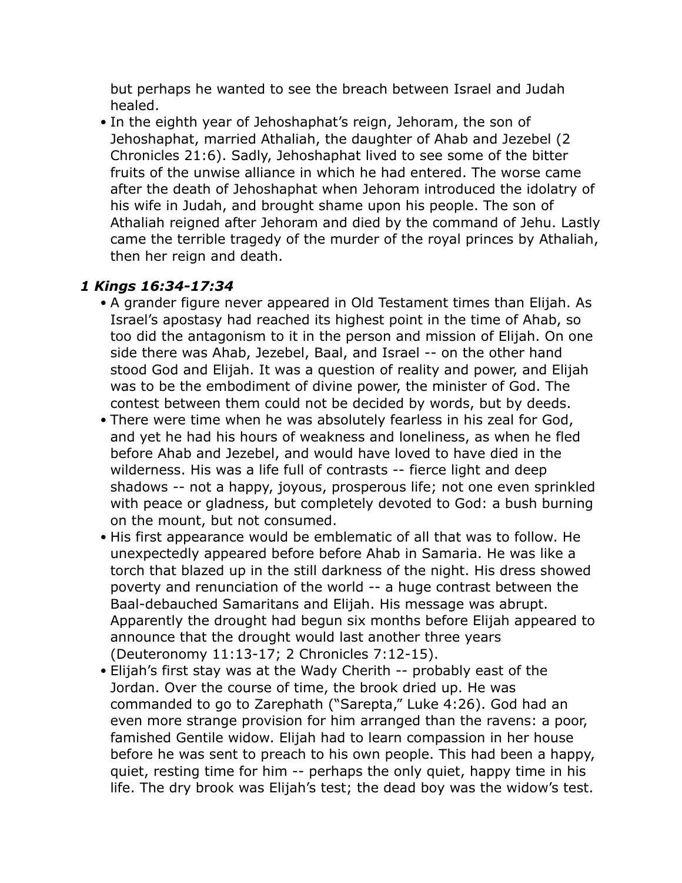but perhaps he wanted to see the breach between Israel and Judah healed.

- In the eighth year of Jehoshaphat's reign, Jehoram, the son of Jehoshaphat, married Athaliah, the daughter of Ahab and Jezebel (2 Chronicles 21:6). Sadly, Jehoshaphat lived to see some of the bitter fruits of the unwise alliance in which he had entered. The worse came after the death of Jehoshaphat when Jehoram introduced the idolatry of his wife in Judah, and brought shame upon his people. The son of Athaliah reigned after Jehoram and died by the command of Jehu. Lastly came the terrible tragedy of the murder of the royal princes by Athaliah, then her reign and death.

### *1 Kings 16:34-17:34*

- A grander figure never appeared in Old Testament times than Elijah. As Israel's apostasy had reached its highest point in the time of Ahab, so too did the antagonism to it in the person and mission of Elijah. On one side there was Ahab, Jezebel, Baal, and Israel -- on the other hand stood God and Elijah. It was a question of reality and power, and Elijah was to be the embodiment of divine power, the minister of God. The contest between them could not be decided by words, but by deeds.
- There were time when he was absolutely fearless in his zeal for God, and yet he had his hours of weakness and loneliness, as when he fled before Ahab and Jezebel, and would have loved to have died in the wilderness. His was a life full of contrasts -- fierce light and deep shadows -- not a happy, joyous, prosperous life; not one even sprinkled with peace or gladness, but completely devoted to God: a bush burning on the mount, but not consumed.
- His first appearance would be emblematic of all that was to follow. He unexpectedly appeared before before Ahab in Samaria. He was like a torch that blazed up in the still darkness of the night. His dress showed poverty and renunciation of the world -- a huge contrast between the Baal-debauched Samaritans and Elijah. His message was abrupt. Apparently the drought had begun six months before Elijah appeared to announce that the drought would last another three years (Deuteronomy 11:13-17; 2 Chronicles 7:12-15).
- Elijah's first stay was at the Wady Cherith -- probably east of the Jordan. Over the course of time, the brook dried up. He was commanded to go to Zarephath ("Sarepta," Luke 4:26). God had an even more strange provision for him arranged than the ravens: a poor, famished Gentile widow. Elijah had to learn compassion in her house before he was sent to preach to his own people. This had been a happy, quiet, resting time for him -- perhaps the only quiet, happy time in his life. The dry brook was Elijah's test; the dead boy was the widow's test.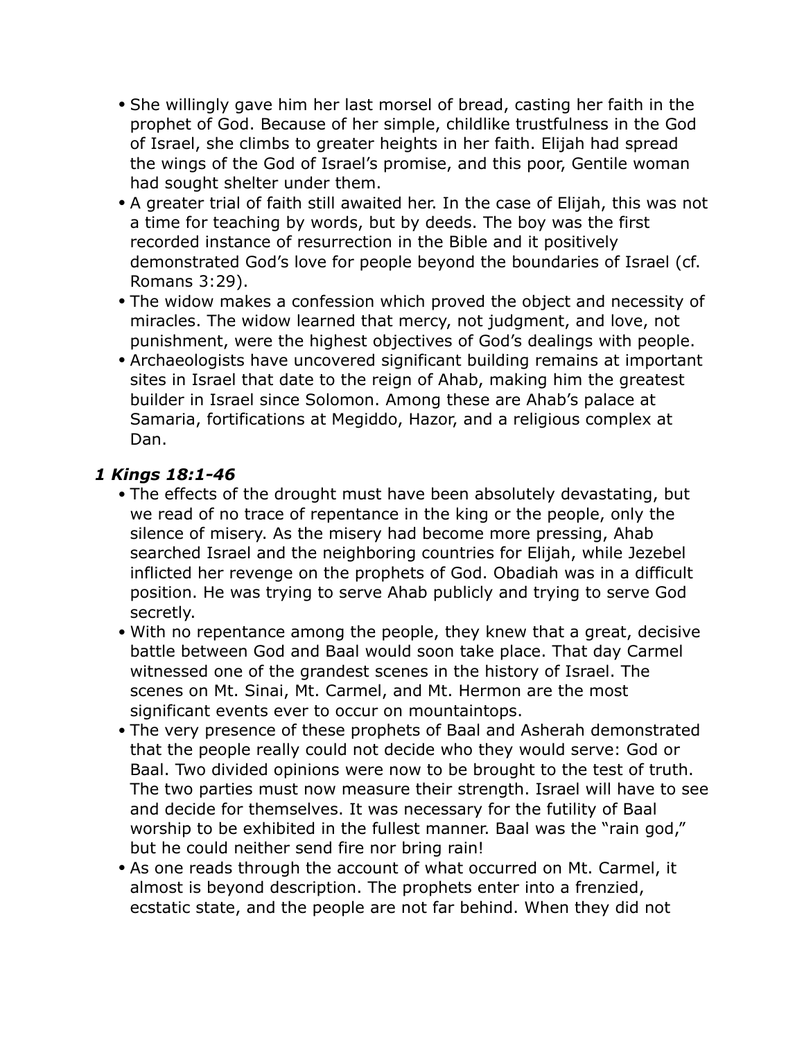- She willingly gave him her last morsel of bread, casting her faith in the prophet of God. Because of her simple, childlike trustfulness in the God of Israel, she climbs to greater heights in her faith. Elijah had spread the wings of the God of Israel's promise, and this poor, Gentile woman had sought shelter under them.
- A greater trial of faith still awaited her. In the case of Elijah, this was not a time for teaching by words, but by deeds. The boy was the first recorded instance of resurrection in the Bible and it positively demonstrated God's love for people beyond the boundaries of Israel (cf. Romans 3:29).
- The widow makes a confession which proved the object and necessity of miracles. The widow learned that mercy, not judgment, and love, not punishment, were the highest objectives of God's dealings with people.
- Archaeologists have uncovered significant building remains at important sites in Israel that date to the reign of Ahab, making him the greatest builder in Israel since Solomon. Among these are Ahab's palace at Samaria, fortifications at Megiddo, Hazor, and a religious complex at Dan.

### *1 Kings 18:1-46*

- The effects of the drought must have been absolutely devastating, but we read of no trace of repentance in the king or the people, only the silence of misery. As the misery had become more pressing, Ahab searched Israel and the neighboring countries for Elijah, while Jezebel inflicted her revenge on the prophets of God. Obadiah was in a difficult position. He was trying to serve Ahab publicly and trying to serve God secretly.
- With no repentance among the people, they knew that a great, decisive battle between God and Baal would soon take place. That day Carmel witnessed one of the grandest scenes in the history of Israel. The scenes on Mt. Sinai, Mt. Carmel, and Mt. Hermon are the most significant events ever to occur on mountaintops.
- The very presence of these prophets of Baal and Asherah demonstrated that the people really could not decide who they would serve: God or Baal. Two divided opinions were now to be brought to the test of truth. The two parties must now measure their strength. Israel will have to see and decide for themselves. It was necessary for the futility of Baal worship to be exhibited in the fullest manner. Baal was the "rain god," but he could neither send fire nor bring rain!
- As one reads through the account of what occurred on Mt. Carmel, it almost is beyond description. The prophets enter into a frenzied, ecstatic state, and the people are not far behind. When they did not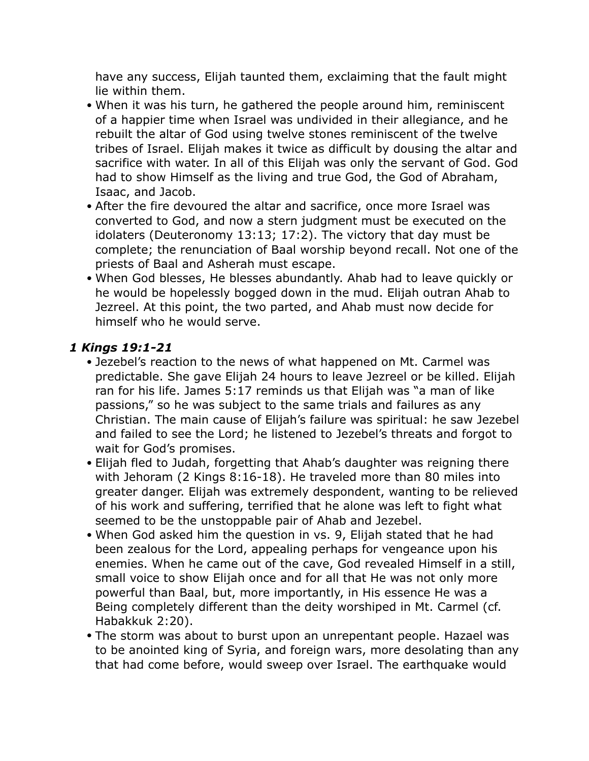have any success, Elijah taunted them, exclaiming that the fault might lie within them.

- When it was his turn, he gathered the people around him, reminiscent of a happier time when Israel was undivided in their allegiance, and he rebuilt the altar of God using twelve stones reminiscent of the twelve tribes of Israel. Elijah makes it twice as difficult by dousing the altar and sacrifice with water. In all of this Elijah was only the servant of God. God had to show Himself as the living and true God, the God of Abraham, Isaac, and Jacob.
- After the fire devoured the altar and sacrifice, once more Israel was converted to God, and now a stern judgment must be executed on the idolaters (Deuteronomy 13:13; 17:2). The victory that day must be complete; the renunciation of Baal worship beyond recall. Not one of the priests of Baal and Asherah must escape.
- When God blesses, He blesses abundantly. Ahab had to leave quickly or he would be hopelessly bogged down in the mud. Elijah outran Ahab to Jezreel. At this point, the two parted, and Ahab must now decide for himself who he would serve.

### *1 Kings 19:1-21*

- Jezebel's reaction to the news of what happened on Mt. Carmel was predictable. She gave Elijah 24 hours to leave Jezreel or be killed. Elijah ran for his life. James 5:17 reminds us that Elijah was "a man of like passions," so he was subject to the same trials and failures as any Christian. The main cause of Elijah's failure was spiritual: he saw Jezebel and failed to see the Lord; he listened to Jezebel's threats and forgot to wait for God's promises.
- Elijah fled to Judah, forgetting that Ahab's daughter was reigning there with Jehoram (2 Kings 8:16-18). He traveled more than 80 miles into greater danger. Elijah was extremely despondent, wanting to be relieved of his work and suffering, terrified that he alone was left to fight what seemed to be the unstoppable pair of Ahab and Jezebel.
- When God asked him the question in vs. 9, Elijah stated that he had been zealous for the Lord, appealing perhaps for vengeance upon his enemies. When he came out of the cave, God revealed Himself in a still, small voice to show Elijah once and for all that He was not only more powerful than Baal, but, more importantly, in His essence He was a Being completely different than the deity worshiped in Mt. Carmel (cf. Habakkuk 2:20).
- The storm was about to burst upon an unrepentant people. Hazael was to be anointed king of Syria, and foreign wars, more desolating than any that had come before, would sweep over Israel. The earthquake would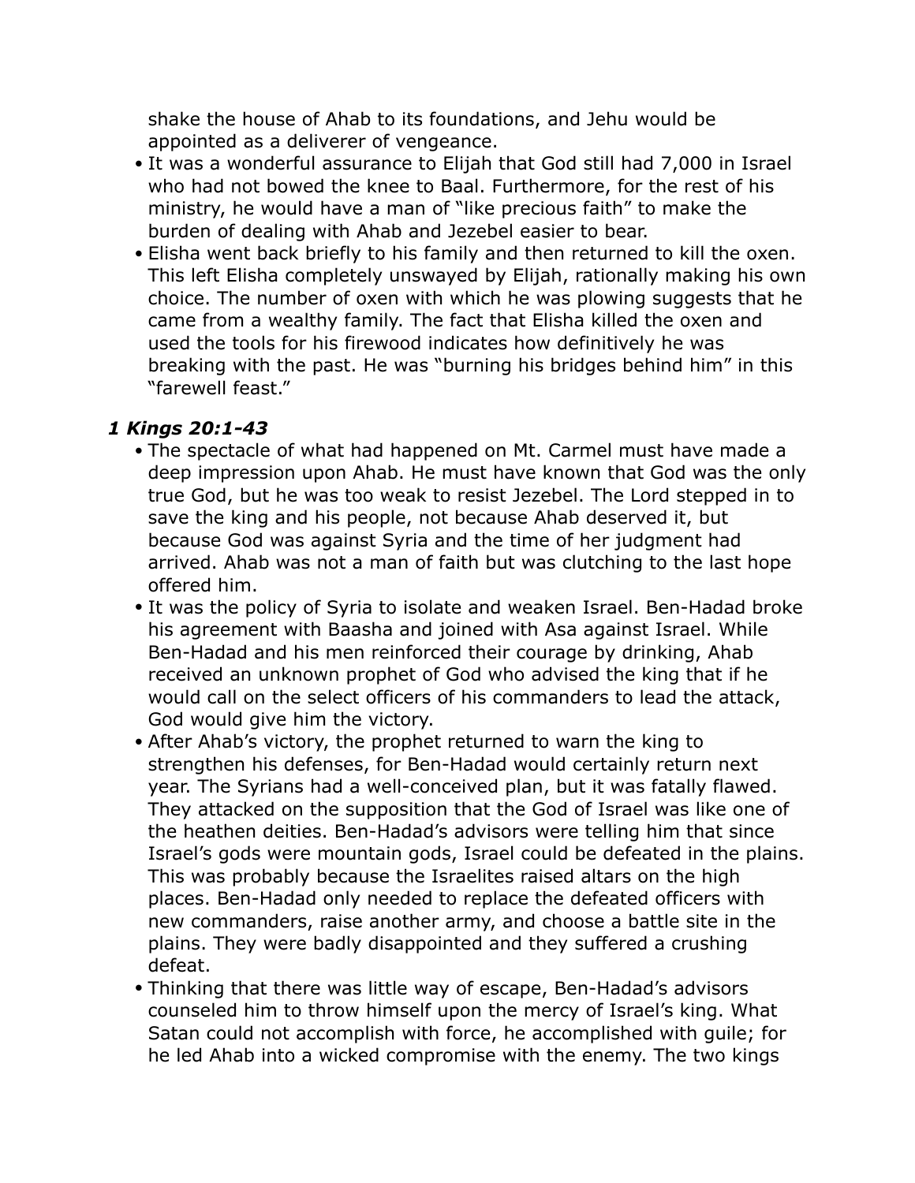shake the house of Ahab to its foundations, and Jehu would be appointed as a deliverer of vengeance.

- It was a wonderful assurance to Elijah that God still had 7,000 in Israel who had not bowed the knee to Baal. Furthermore, for the rest of his ministry, he would have a man of "like precious faith" to make the burden of dealing with Ahab and Jezebel easier to bear.
- Elisha went back briefly to his family and then returned to kill the oxen. This left Elisha completely unswayed by Elijah, rationally making his own choice. The number of oxen with which he was plowing suggests that he came from a wealthy family. The fact that Elisha killed the oxen and used the tools for his firewood indicates how definitively he was breaking with the past. He was "burning his bridges behind him" in this "farewell feast."

### *1 Kings 20:1-43*

- The spectacle of what had happened on Mt. Carmel must have made a deep impression upon Ahab. He must have known that God was the only true God, but he was too weak to resist Jezebel. The Lord stepped in to save the king and his people, not because Ahab deserved it, but because God was against Syria and the time of her judgment had arrived. Ahab was not a man of faith but was clutching to the last hope offered him.
- It was the policy of Syria to isolate and weaken Israel. Ben-Hadad broke his agreement with Baasha and joined with Asa against Israel. While Ben-Hadad and his men reinforced their courage by drinking, Ahab received an unknown prophet of God who advised the king that if he would call on the select officers of his commanders to lead the attack, God would give him the victory.
- After Ahab's victory, the prophet returned to warn the king to strengthen his defenses, for Ben-Hadad would certainly return next year. The Syrians had a well-conceived plan, but it was fatally flawed. They attacked on the supposition that the God of Israel was like one of the heathen deities. Ben-Hadad's advisors were telling him that since Israel's gods were mountain gods, Israel could be defeated in the plains. This was probably because the Israelites raised altars on the high places. Ben-Hadad only needed to replace the defeated officers with new commanders, raise another army, and choose a battle site in the plains. They were badly disappointed and they suffered a crushing defeat.
- Thinking that there was little way of escape, Ben-Hadad's advisors counseled him to throw himself upon the mercy of Israel's king. What Satan could not accomplish with force, he accomplished with guile; for he led Ahab into a wicked compromise with the enemy. The two kings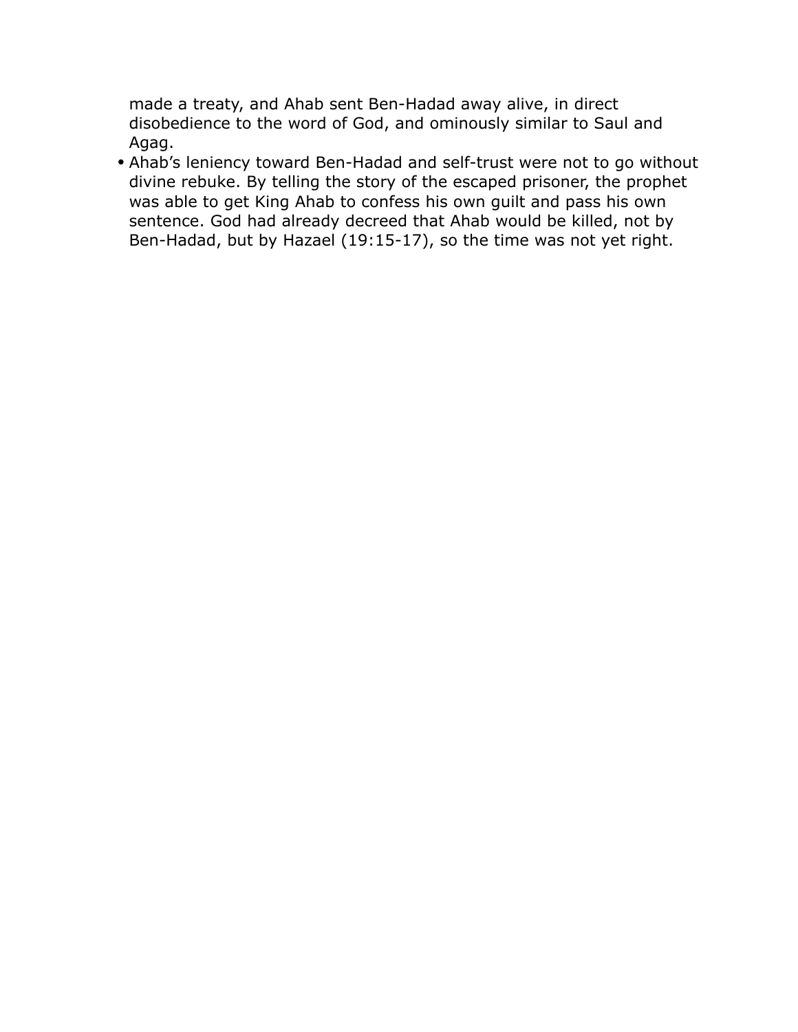made a treaty, and Ahab sent Ben-Hadad away alive, in direct disobedience to the word of God, and ominously similar to Saul and Agag.

- Ahab’s leniency toward Ben-Hadad and self-trust were not to go without divine rebuke. By telling the story of the escaped prisoner, the prophet was able to get King Ahab to confess his own guilt and pass his own sentence. God had already decreed that Ahab would be killed, not by Ben-Hadad, but by Hazael (19:15-17), so the time was not yet right.